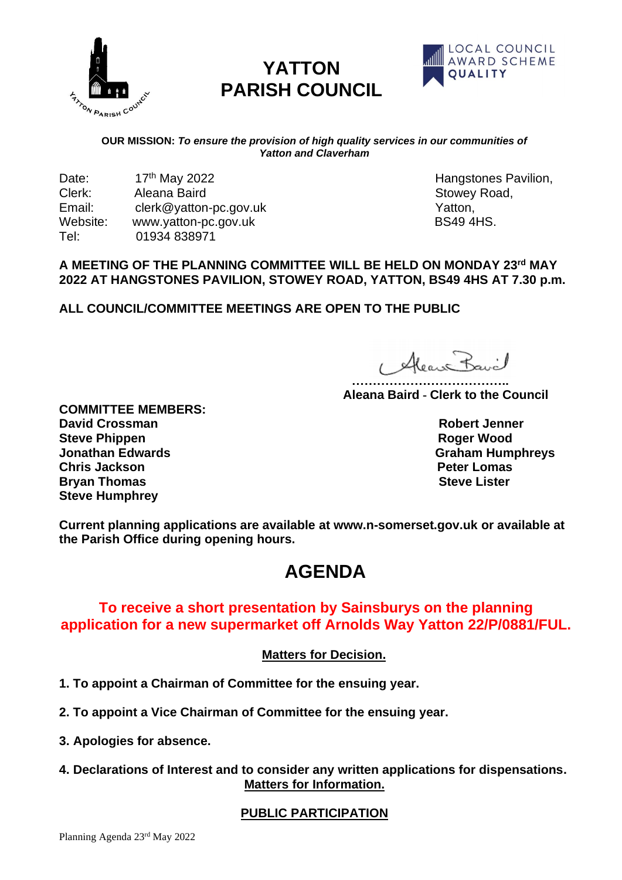# YATTON PARISH COUNCIL

LOCAL COUNCIL AWARD SCHEME QUALITY

**OUR MISSION:** ***To ensure the provision of high quality services in our communities of Yatton and Claverham***

Date: 17th May 2022
Clerk: Aleana Baird
Email: clerk@yatton-pc.gov.uk
Website: www.yatton-pc.gov.uk
Tel: 01934 838971

Hangstones Pavilion,
Stowey Road,
Yatton,
BS49 4HS.

**A MEETING OF THE PLANNING COMMITTEE WILL BE HELD ON MONDAY 23rd MAY 2022 AT HANGSTONES PAVILION, STOWEY ROAD, YATTON, BS49 4HS AT 7.30 p.m.**

**ALL COUNCIL/COMMITTEE MEETINGS ARE OPEN TO THE PUBLIC**

………………………………..
**Aleana Baird - Clerk to the Council**

**COMMITTEE MEMBERS:**

**David Crossman**
**Steve Phippen**
**Jonathan Edwards**
**Chris Jackson**
**Bryan Thomas**
**Steve Humphrey**
**Robert Jenner**
**Roger Wood**
**Graham Humphreys**
**Peter Lomas**
**Steve Lister**

**Current planning applications are available at www.n-somerset.gov.uk or available at the Parish Office during opening hours.**

# AGENDA

## To receive a short presentation by Sainsburys on the planning application for a new supermarket off Arnolds Way Yatton 22/P/0881/FUL.

**Matters for Decision.**

**1. To appoint a Chairman of Committee for the ensuing year.**

**2. To appoint a Vice Chairman of Committee for the ensuing year.**

**3. Apologies for absence.**

**4. Declarations of Interest and to consider any written applications for dispensations.**

**Matters for Information.**

**PUBLIC PARTICIPATION**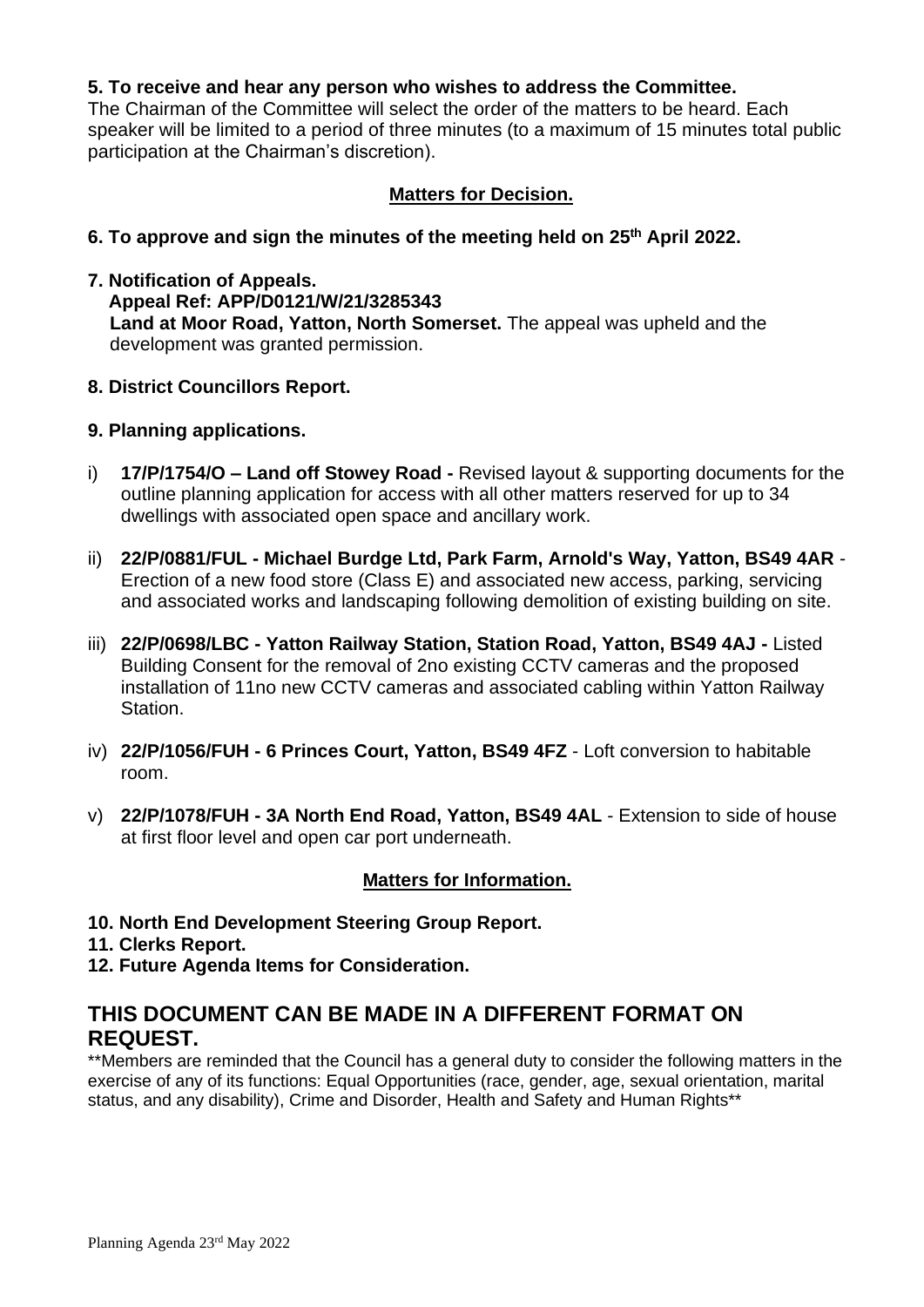**5. To receive and hear any person who wishes to address the Committee.**

The Chairman of the Committee will select the order of the matters to be heard. Each speaker will be limited to a period of three minutes (to a maximum of 15 minutes total public participation at the Chairman's discretion).

## Matters for Decision.

**6. To approve and sign the minutes of the meeting held on 25th April 2022.**

**7. Notification of Appeals.**

**Appeal Ref: APP/D0121/W/21/3285343**

**Land at Moor Road, Yatton, North Somerset.** The appeal was upheld and the development was granted permission.

**8. District Councillors Report.**

**9. Planning applications.**

i) **17/P/1754/O – Land off Stowey Road -** Revised layout & supporting documents for the outline planning application for access with all other matters reserved for up to 34 dwellings with associated open space and ancillary work.

ii) **22/P/0881/FUL - Michael Burdge Ltd, Park Farm, Arnold's Way, Yatton, BS49 4AR** - Erection of a new food store (Class E) and associated new access, parking, servicing and associated works and landscaping following demolition of existing building on site.

iii) **22/P/0698/LBC - Yatton Railway Station, Station Road, Yatton, BS49 4AJ -** Listed Building Consent for the removal of 2no existing CCTV cameras and the proposed installation of 11no new CCTV cameras and associated cabling within Yatton Railway Station.

iv) **22/P/1056/FUH - 6 Princes Court, Yatton, BS49 4FZ** - Loft conversion to habitable room.

v) **22/P/1078/FUH - 3A North End Road, Yatton, BS49 4AL** - Extension to side of house at first floor level and open car port underneath.

## Matters for Information.

**10. North End Development Steering Group Report.**

**11. Clerks Report.**

**12. Future Agenda Items for Consideration.**

# THIS DOCUMENT CAN BE MADE IN A DIFFERENT FORMAT ON REQUEST.

**Members are reminded that the Council has a general duty to consider the following matters in the exercise of any of its functions: Equal Opportunities (race, gender, age, sexual orientation, marital status, and any disability), Crime and Disorder, Health and Safety and Human Rights**